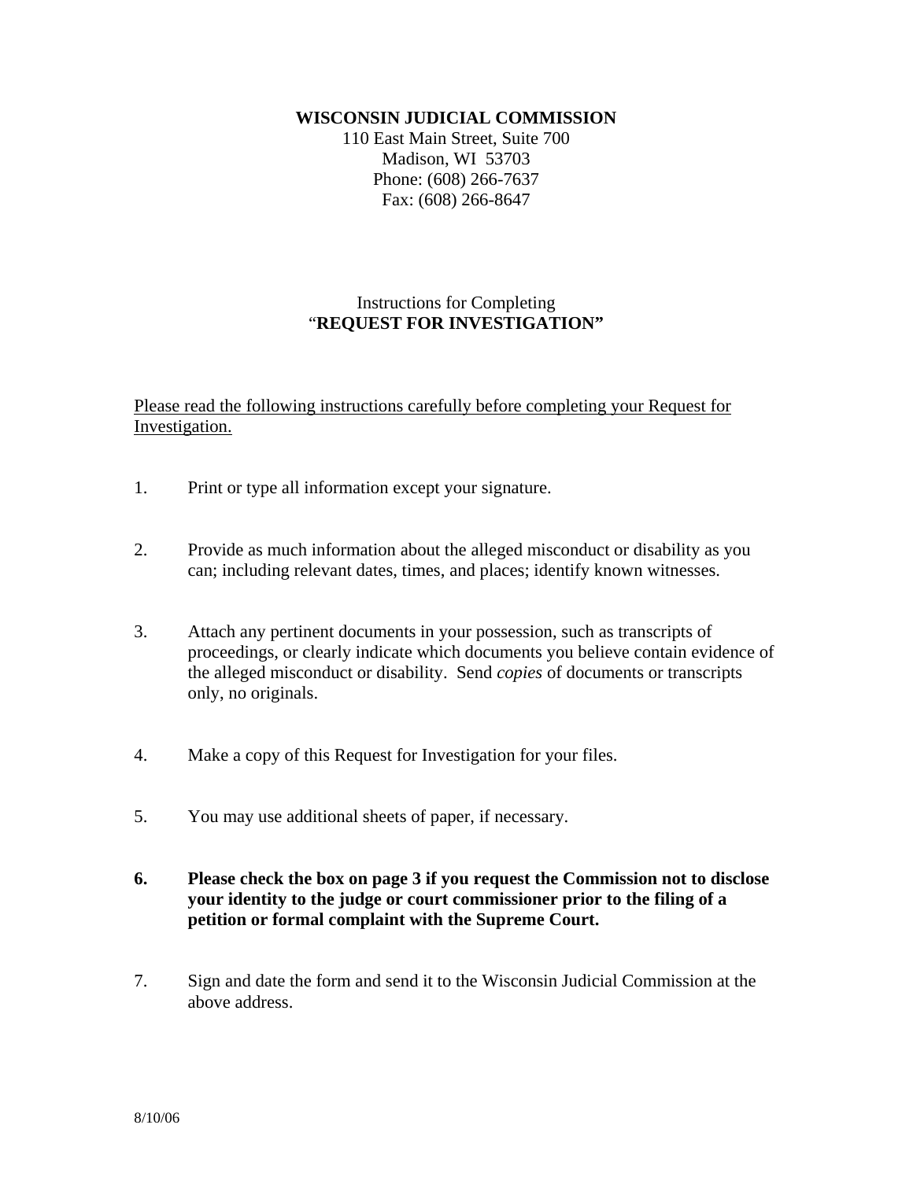**WISCONSIN JUDICIAL COMMISSION**
110 East Main Street, Suite 700
Madison, WI 53703
Phone: (608) 266-7637
Fax: (608) 266-8647

Instructions for Completing
"**REQUEST FOR INVESTIGATION**"

<u>Please read the following instructions carefully before completing your Request for Investigation.</u>

1. Print or type all information except your signature.

2. Provide as much information about the alleged misconduct or disability as you can; including relevant dates, times, and places; identify known witnesses.

3. Attach any pertinent documents in your possession, such as transcripts of proceedings, or clearly indicate which documents you believe contain evidence of the alleged misconduct or disability. Send *copies* of documents or transcripts only, no originals.

4. Make a copy of this Request for Investigation for your files.

5. You may use additional sheets of paper, if necessary.

6. **Please check the box on page 3 if you request the Commission not to disclose your identity to the judge or court commissioner prior to the filing of a petition or formal complaint with the Supreme Court.**

7. Sign and date the form and send it to the Wisconsin Judicial Commission at the above address.

8/10/06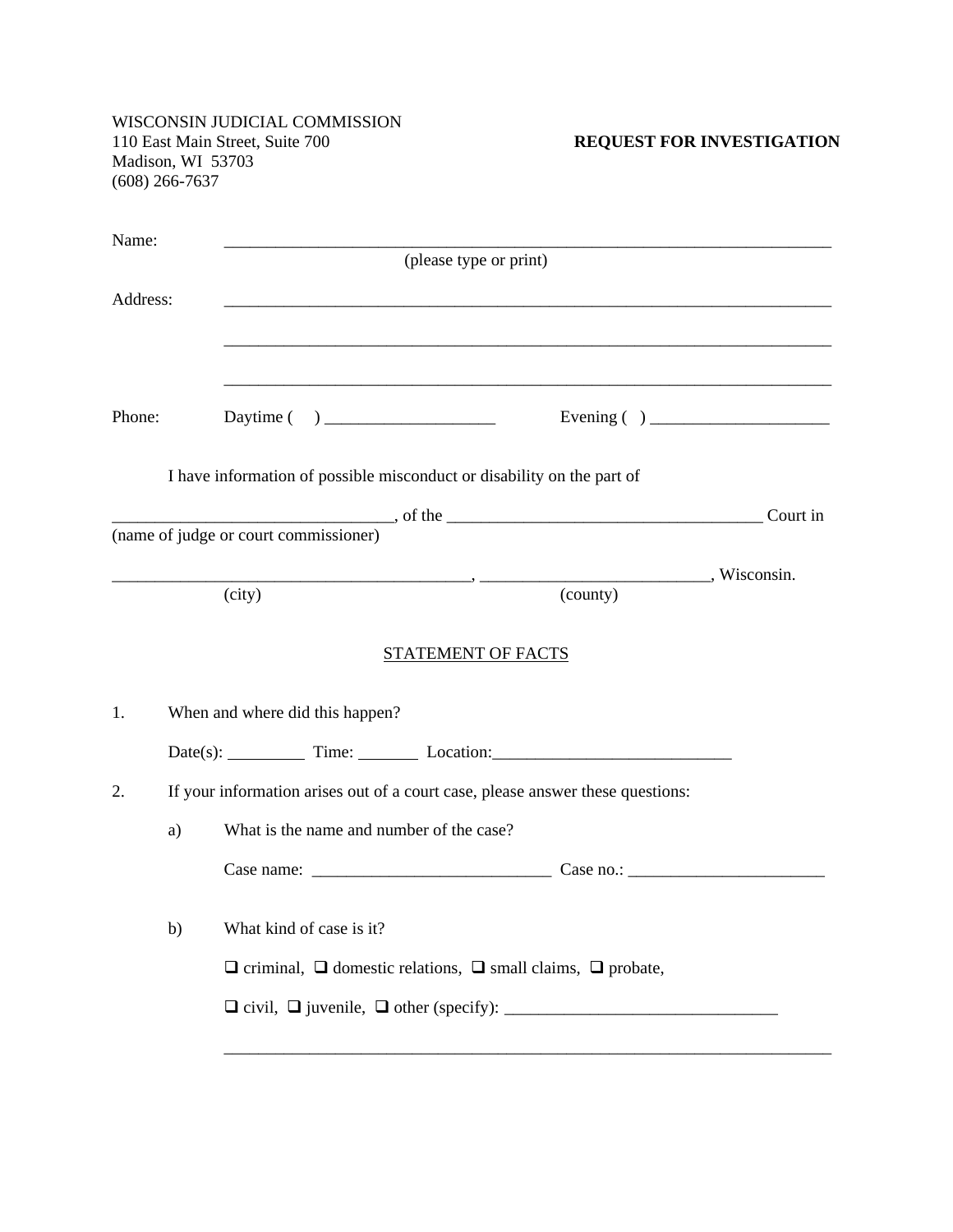WISCONSIN JUDICIAL COMMISSION
110 East Main Street, Suite 700
Madison, WI 53703
(608) 266-7637

**REQUEST FOR INVESTIGATION**

Name: ____________________________________________________________________________
(please type or print)

Address: ____________________________________________________________________________

____________________________________________________________________________

____________________________________________________________________________

Phone: Daytime ( ) ____________________ Evening ( ) _____________________

I have information of possible misconduct or disability on the part of

_________________________________, of the ____________________________________ Court in
(name of judge or court commissioner)

__________________________________________, __________________________, Wisconsin.
(city) (county)

STATEMENT OF FACTS

1. When and where did this happen?

   Date(s): _________ Time: _______ Location:____________________________

2. If your information arises out of a court case, please answer these questions:

   a) What is the name and number of the case?

      Case name: ____________________________ Case no.: _______________________

   b) What kind of case is it?

      ❑ criminal, ❑ domestic relations, ❑ small claims, ❑ probate,

      ❑ civil, ❑ juvenile, ❑ other (specify): ________________________________

      ____________________________________________________________________________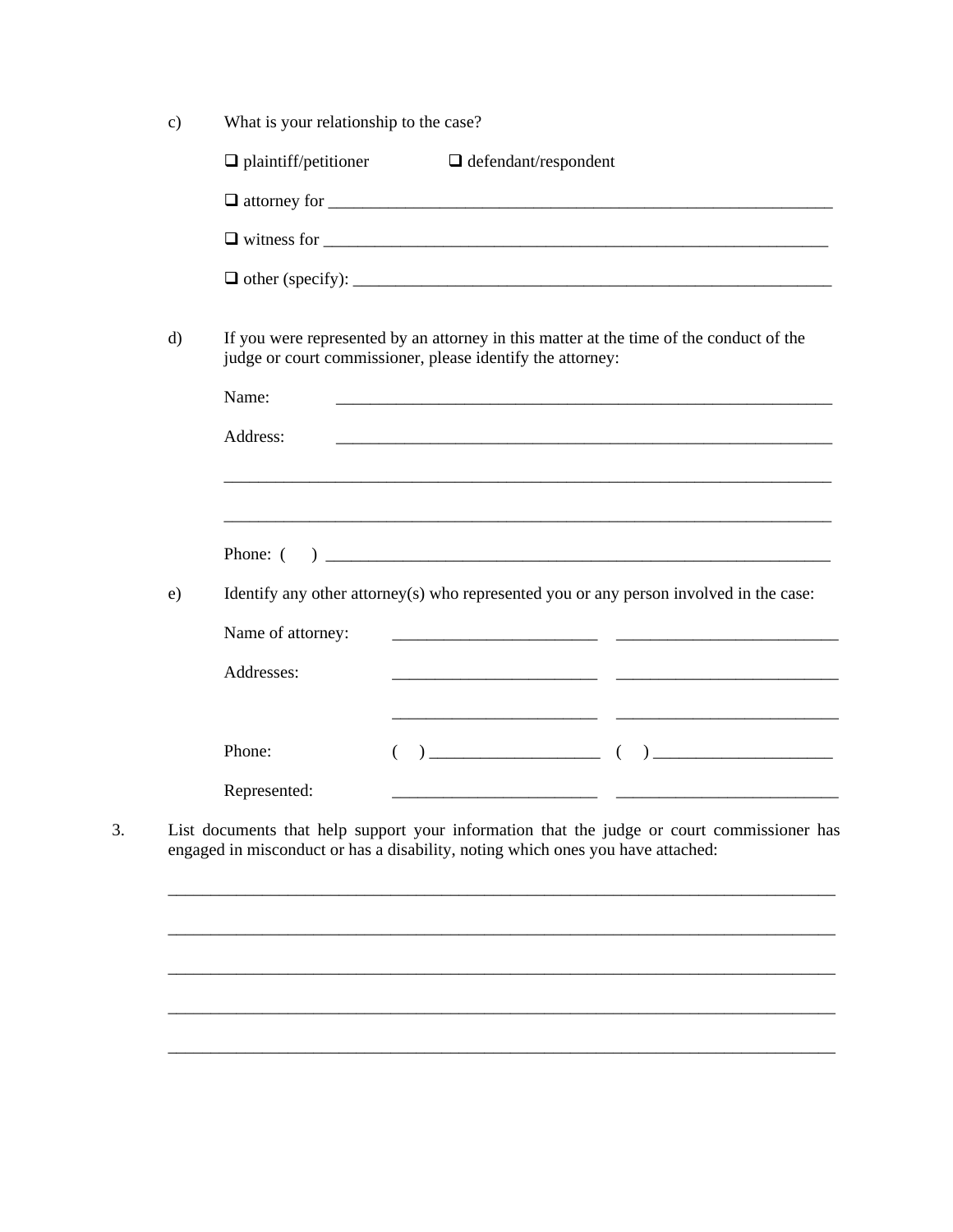c) What is your relationship to the case?

❑ plaintiff/petitioner ❑ defendant/respondent

❑ attorney for ____________________________________________________________

❑ witness for _____________________________________________________________

❑ other (specify): _________________________________________________________

d) If you were represented by an attorney in this matter at the time of the conduct of the judge or court commissioner, please identify the attorney:

Name: ____________________________________________________________

Address: ____________________________________________________________

________________________________________________________________________

________________________________________________________________________

Phone: (    ) ____________________________________________________________

e) Identify any other attorney(s) who represented you or any person involved in the case:

| | | |
|---|---|---|
| Name of attorney: | ________________________ | ________________________ |
| Addresses: | ________________________ | ________________________ |
| | ________________________ | ________________________ |
| Phone: | (    ) ____________________ | (    ) ____________________ |
| Represented: | ________________________ | ________________________ |

3. List documents that help support your information that the judge or court commissioner has engaged in misconduct or has a disability, noting which ones you have attached:

________________________________________________________________________

________________________________________________________________________

________________________________________________________________________

________________________________________________________________________

________________________________________________________________________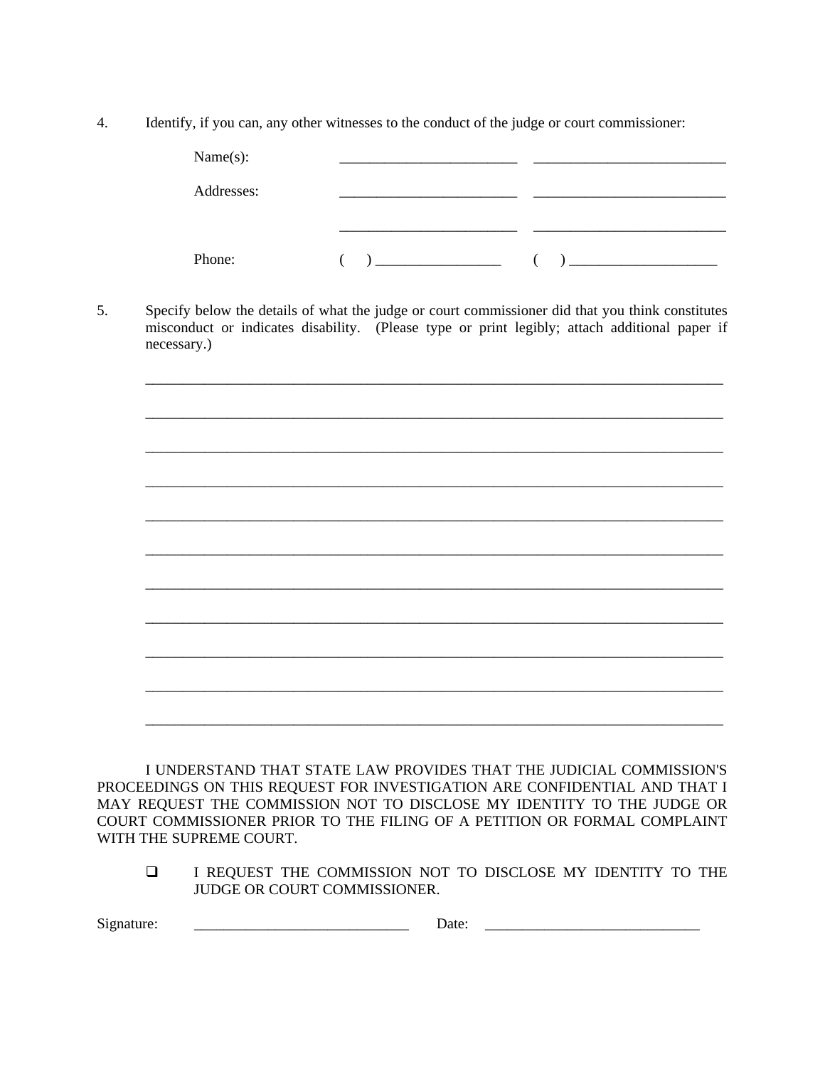4. Identify, if you can, any other witnesses to the conduct of the judge or court commissioner:

| | | |
|---|---|---|
| Name(s): | _________________________ | ___________________________ |
| Addresses: | _________________________ | ___________________________ |
| | _________________________ | ___________________________ |
| Phone: | (     ) _________________ | (     ) ____________________ |

5. Specify below the details of what the judge or court commissioner did that you think constitutes misconduct or indicates disability. (Please type or print legibly; attach additional paper if necessary.)

_________________________________________________________________________________

_________________________________________________________________________________

_________________________________________________________________________________

_________________________________________________________________________________

_________________________________________________________________________________

_________________________________________________________________________________

_________________________________________________________________________________

_________________________________________________________________________________

_________________________________________________________________________________

_________________________________________________________________________________

_________________________________________________________________________________

I UNDERSTAND THAT STATE LAW PROVIDES THAT THE JUDICIAL COMMISSION'S PROCEEDINGS ON THIS REQUEST FOR INVESTIGATION ARE CONFIDENTIAL AND THAT I MAY REQUEST THE COMMISSION NOT TO DISCLOSE MY IDENTITY TO THE JUDGE OR COURT COMMISSIONER PRIOR TO THE FILING OF A PETITION OR FORMAL COMPLAINT WITH THE SUPREME COURT.

- ☐ I REQUEST THE COMMISSION NOT TO DISCLOSE MY IDENTITY TO THE JUDGE OR COURT COMMISSIONER.

Signature: ______________________________ Date: ______________________________